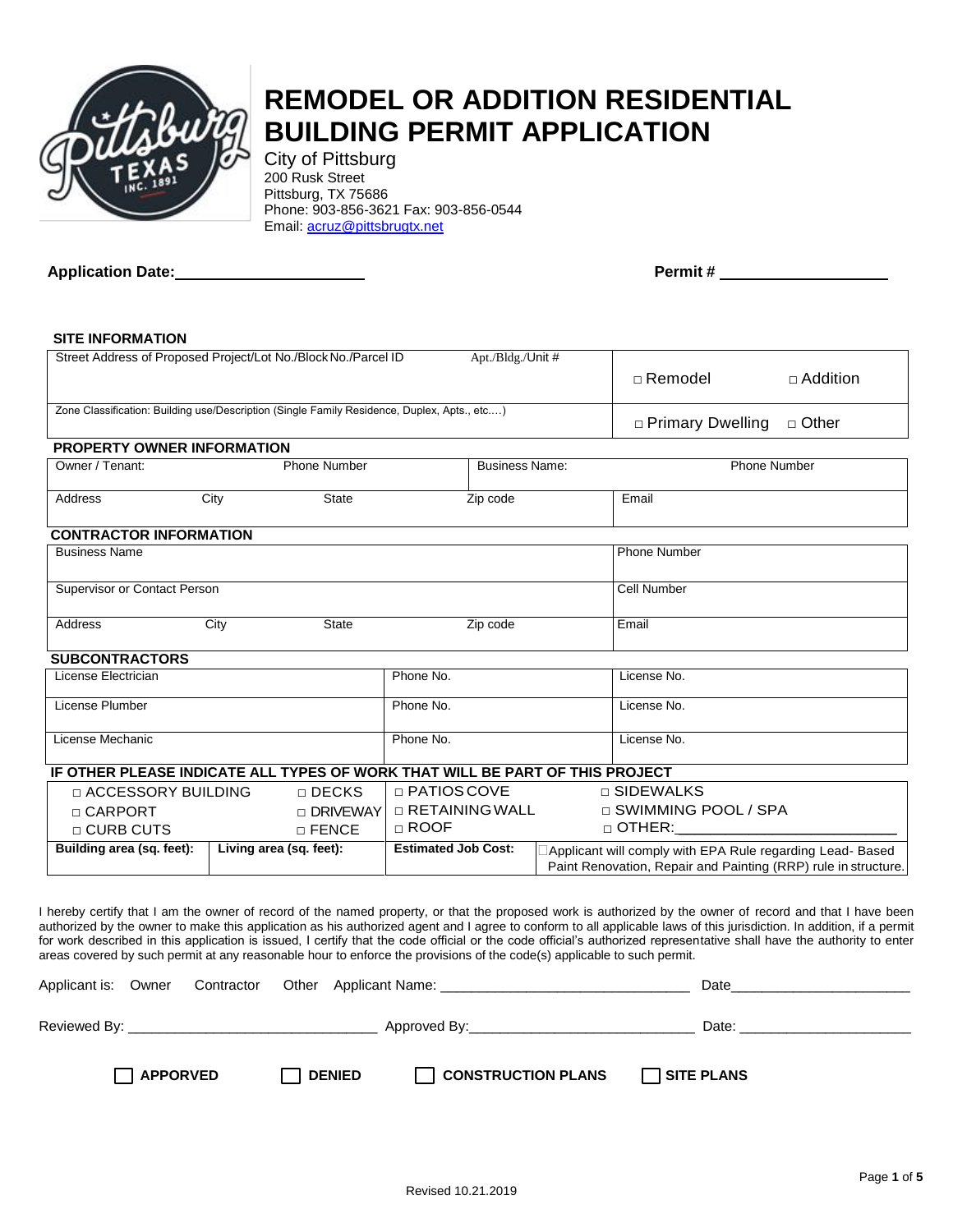# REMODEL OR ADDITION RESIDENTIAL BUILDING PERMIT APPLICATION

City of Pittsburg
200 Rusk Street
Pittsburg, TX 75686
Phone: 903-856-3621 Fax: 903-856-0544
Email: acruz@pittsbrugtx.net

**Application Date:**______________________ **Permit #** ____________________

**SITE INFORMATION**

| | | |
|---|---|---|
| Street Address of Proposed Project/Lot No./Block No./Parcel ID | Apt./Bldg./Unit # | □ Remodel □ Addition |
| Zone Classification: Building use/Description (Single Family Residence, Duplex, Apts., etc….) | | □ Primary Dwelling □ Other |

**PROPERTY OWNER INFORMATION**

| | | | |
|---|---|---|---|
| Owner / Tenant: | Phone Number | Business Name: | Phone Number |
| Address City State | Zip code | | Email |

**CONTRACTOR INFORMATION**

| | |
|---|---|
| Business Name | Phone Number |
| Supervisor or Contact Person | Cell Number |
| Address City State Zip code | Email |

**SUBCONTRACTORS**

| | | |
|---|---|---|
| License Electrician | Phone No. | License No. |
| License Plumber | Phone No. | License No. |
| License Mechanic | Phone No. | License No. |

**IF OTHER PLEASE INDICATE ALL TYPES OF WORK THAT WILL BE PART OF THIS PROJECT**

| | | | |
|---|---|---|---|
| □ ACCESSORY BUILDING □ CARPORT □ CURB CUTS | □ DECKS □ DRIVEWAY □ FENCE | □ PATIOS COVE □ RETAINING WALL □ ROOF | □ SIDEWALKS □ SWIMMING POOL / SPA □ OTHER:________________ |
| **Building area (sq. feet):** | **Living area (sq. feet):** | **Estimated Job Cost:** | □Applicant will comply with EPA Rule regarding Lead- Based Paint Renovation, Repair and Painting (RRP) rule in structure. |

I hereby certify that I am the owner of record of the named property, or that the proposed work is authorized by the owner of record and that I have been authorized by the owner to make this application as his authorized agent and I agree to conform to all applicable laws of this jurisdiction. In addition, if a permit for work described in this application is issued, I certify that the code official or the code official's authorized representative shall have the authority to enter areas covered by such permit at any reasonable hour to enforce the provisions of the code(s) applicable to such permit.

Applicant is: Owner Contractor Other Applicant Name: _______________________________ Date______________________

Reviewed By: _______________________________ Approved By:____________________________ Date: _____________________

☐ **APPORVED** ☐ **DENIED** ☐ **CONSTRUCTION PLANS** ☐ **SITE PLANS**

Revised 10.21.2019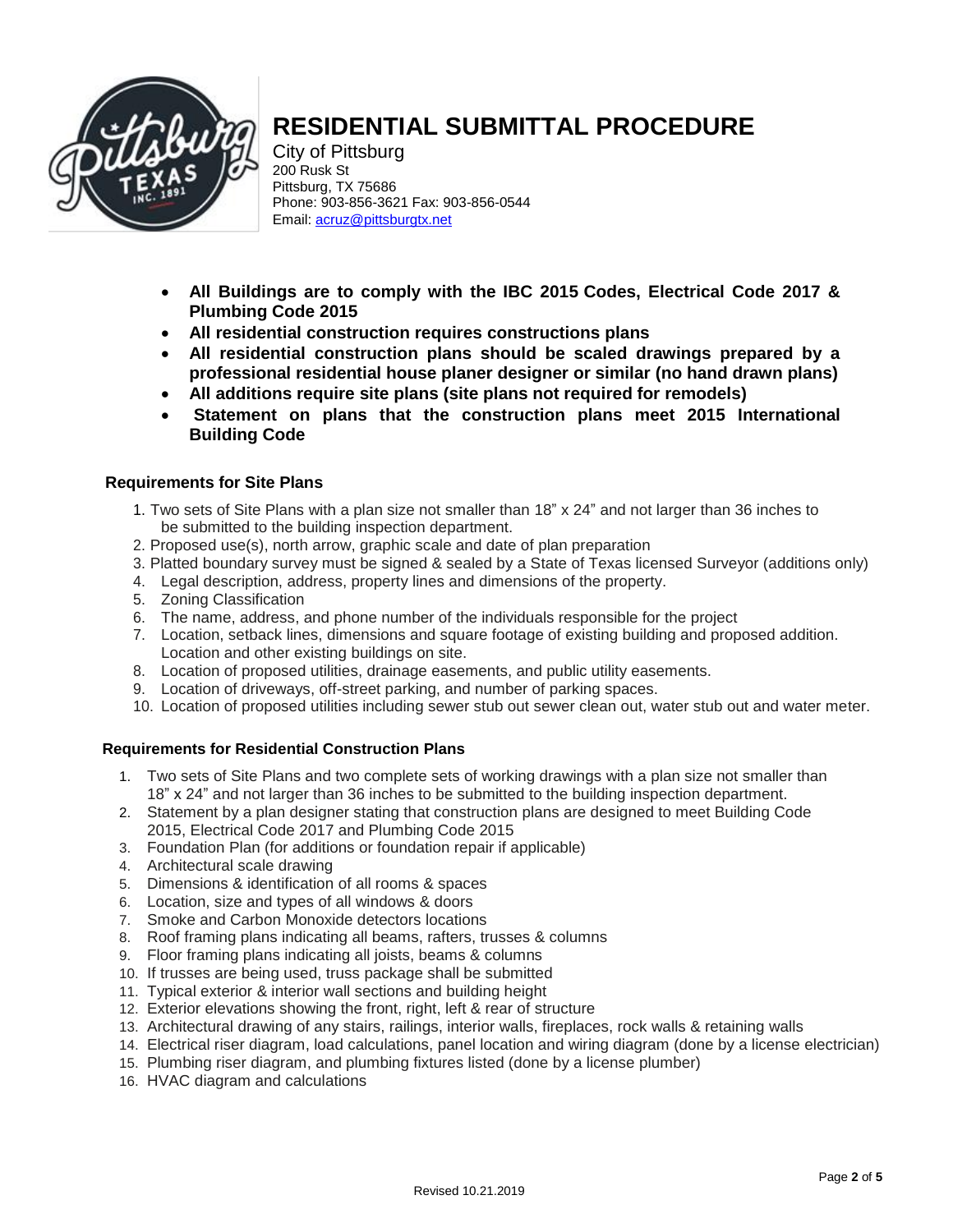# RESIDENTIAL SUBMITTAL PROCEDURE

City of Pittsburg
200 Rusk St
Pittsburg, TX 75686
Phone: 903-856-3621 Fax: 903-856-0544
Email: acruz@pittsburgtx.net

- **All Buildings are to comply with the IBC 2015 Codes, Electrical Code 2017 & Plumbing Code 2015**
- **All residential construction requires constructions plans**
- **All residential construction plans should be scaled drawings prepared by a professional residential house planer designer or similar (no hand drawn plans)**
- **All additions require site plans (site plans not required for remodels)**
- **Statement on plans that the construction plans meet 2015 International Building Code**

### Requirements for Site Plans

1. Two sets of Site Plans with a plan size not smaller than 18" x 24" and not larger than 36 inches to be submitted to the building inspection department.
2. Proposed use(s), north arrow, graphic scale and date of plan preparation
3. Platted boundary survey must be signed & sealed by a State of Texas licensed Surveyor (additions only)
4. Legal description, address, property lines and dimensions of the property.
5. Zoning Classification
6. The name, address, and phone number of the individuals responsible for the project
7. Location, setback lines, dimensions and square footage of existing building and proposed addition. Location and other existing buildings on site.
8. Location of proposed utilities, drainage easements, and public utility easements.
9. Location of driveways, off-street parking, and number of parking spaces.
10. Location of proposed utilities including sewer stub out sewer clean out, water stub out and water meter.

### Requirements for Residential Construction Plans

1. Two sets of Site Plans and two complete sets of working drawings with a plan size not smaller than 18" x 24" and not larger than 36 inches to be submitted to the building inspection department.
2. Statement by a plan designer stating that construction plans are designed to meet Building Code 2015, Electrical Code 2017 and Plumbing Code 2015
3. Foundation Plan (for additions or foundation repair if applicable)
4. Architectural scale drawing
5. Dimensions & identification of all rooms & spaces
6. Location, size and types of all windows & doors
7. Smoke and Carbon Monoxide detectors locations
8. Roof framing plans indicating all beams, rafters, trusses & columns
9. Floor framing plans indicating all joists, beams & columns
10. If trusses are being used, truss package shall be submitted
11. Typical exterior & interior wall sections and building height
12. Exterior elevations showing the front, right, left & rear of structure
13. Architectural drawing of any stairs, railings, interior walls, fireplaces, rock walls & retaining walls
14. Electrical riser diagram, load calculations, panel location and wiring diagram (done by a license electrician)
15. Plumbing riser diagram, and plumbing fixtures listed (done by a license plumber)
16. HVAC diagram and calculations

Revised 10.21.2019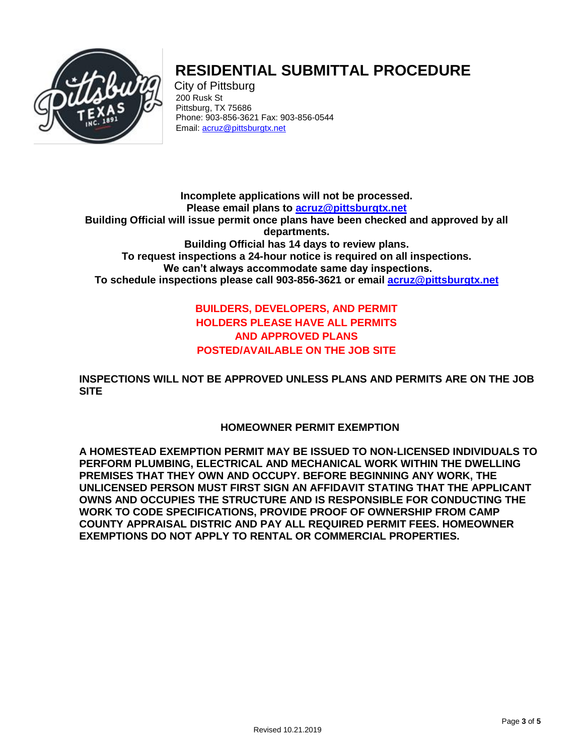# RESIDENTIAL SUBMITTAL PROCEDURE

City of Pittsburg
200 Rusk St
Pittsburg, TX 75686
Phone: 903-856-3621 Fax: 903-856-0544
Email: acruz@pittsburgtx.net

**Incompl​ete applications will not be processed.**
**Please email plans to acruz@pittsburgtx.net**
**Building Official will issue permit once plans have been checked and approved by all departments.**
**Building Official has 14 days to review plans.**
**To request inspections a 24-hour notice is required on all inspections.**
**We can't always accommodate same day inspections.**
**To schedule inspections please call 903-856-3621 or email acruz@pittsburgtx.net**

**BUILDERS, DEVELOPERS, AND PERMIT HOLDERS PLEASE HAVE ALL PERMITS AND APPROVED PLANS POSTED/AVAILABLE ON THE JOB SITE**

**INSPECTIONS WILL NOT BE APPROVED UNLESS PLANS AND PERMITS ARE ON THE JOB SITE**

## HOMEOWNER PERMIT EXEMPTION

**A HOMESTEAD EXEMPTION PERMIT MAY BE ISSUED TO NON-LICENSED INDIVIDUALS TO PERFORM PLUMBING, ELECTRICAL AND MECHANICAL WORK WITHIN THE DWELLING PREMISES THAT THEY OWN AND OCCUPY. BEFORE BEGINNING ANY WORK, THE UNLICENSED PERSON MUST FIRST SIGN AN AFFIDAVIT STATING THAT THE APPLICANT OWNS AND OCCUPIES THE STRUCTURE AND IS RESPONSIBLE FOR CONDUCTING THE WORK TO CODE SPECIFICATIONS, PROVIDE PROOF OF OWNERSHIP FROM CAMP COUNTY APPRAISAL DISTRIC AND PAY ALL REQUIRED PERMIT FEES. HOMEOWNER EXEMPTIONS DO NOT APPLY TO RENTAL OR COMMERCIAL PROPERTIES.**

Revised 10.21.2019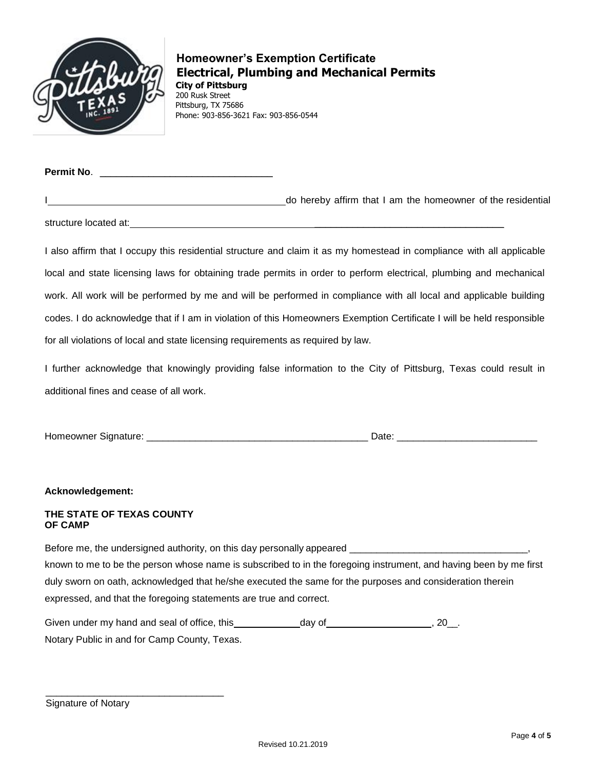# Homeowner's Exemption Certificate
## Electrical, Plumbing and Mechanical Permits

**City of Pittsburg**
200 Rusk Street
Pittsburg, TX 75686
Phone: 903-856-3621 Fax: 903-856-0544

**Permit No**. ________________________________

I ____________________________________________ do hereby affirm that I am the homeowner of the residential structure located at: ____________________________________________________________________

I also affirm that I occupy this residential structure and claim it as my homestead in compliance with all applicable local and state licensing laws for obtaining trade permits in order to perform electrical, plumbing and mechanical work. All work will be performed by me and will be performed in compliance with all local and applicable building codes. I do acknowledge that if I am in violation of this Homeowners Exemption Certificate I will be held responsible for all violations of local and state licensing requirements as required by law.

I further acknowledge that knowingly providing false information to the City of Pittsburg, Texas could result in additional fines and cease of all work.

Homeowner Signature: __________________________________________ Date: __________________________

**Acknowledgement:**

**THE STATE OF TEXAS COUNTY OF CAMP**

Before me, the undersigned authority, on this day personally appeared _________________________________, known to me to be the person whose name is subscribed to in the foregoing instrument, and having been by me first duly sworn on oath, acknowledged that he/she executed the same for the purposes and consideration therein expressed, and that the foregoing statements are true and correct.

Given under my hand and seal of office, this ____________ day of ____________________, 20__.
Notary Public in and for Camp County, Texas.

__________________________________
Signature of Notary

Revised 10.21.2019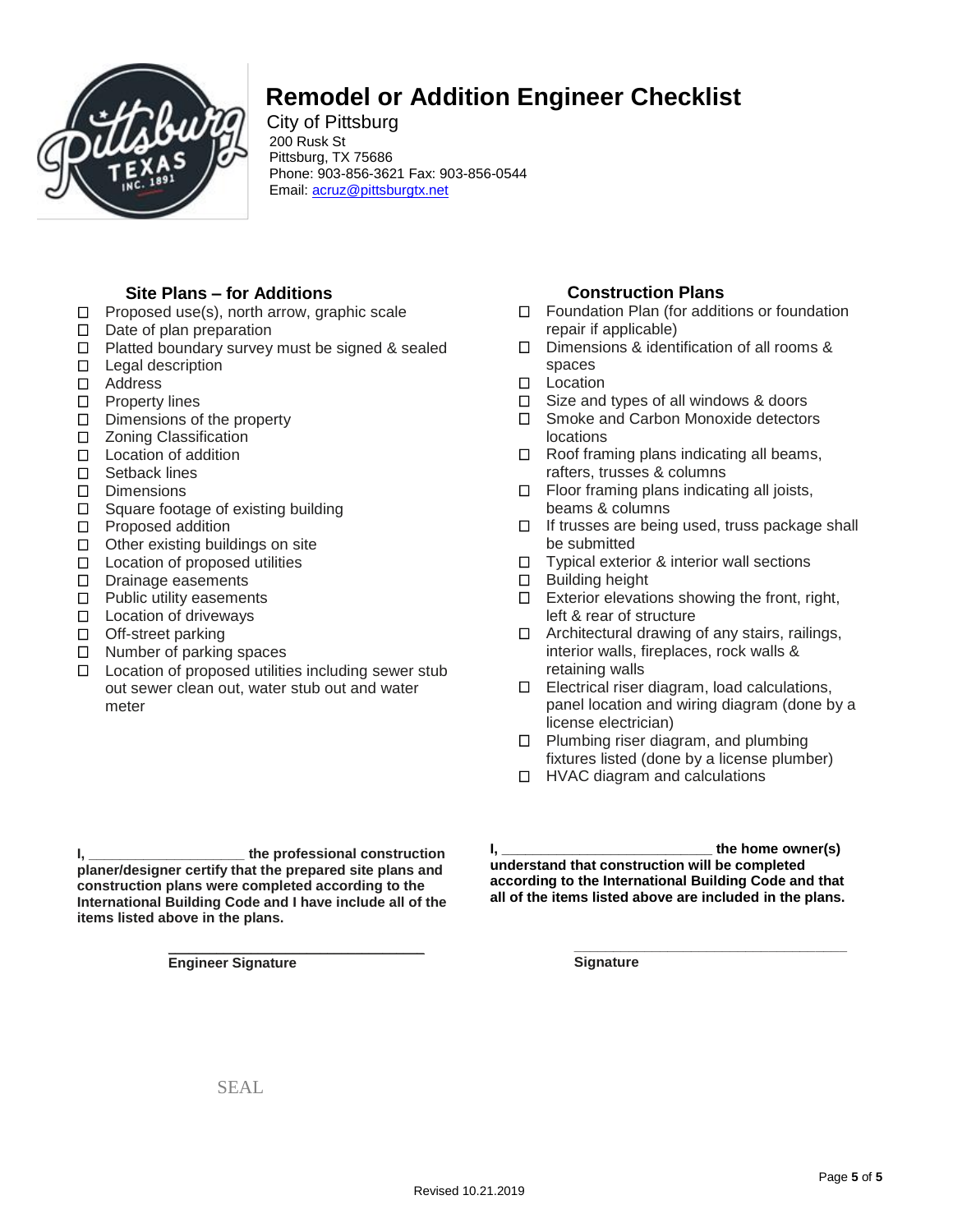# Remodel or Addition Engineer Checklist

City of Pittsburg
200 Rusk St
Pittsburg, TX 75686
Phone: 903-856-3621 Fax: 903-856-0544
Email: acruz@pittsburgtx.net

## Site Plans – for Additions

- ☐ Proposed use(s), north arrow, graphic scale
- ☐ Date of plan preparation
- ☐ Platted boundary survey must be signed & sealed
- ☐ Legal description
- ☐ Address
- ☐ Property lines
- ☐ Dimensions of the property
- ☐ Zoning Classification
- ☐ Location of addition
- ☐ Setback lines
- ☐ Dimensions
- ☐ Square footage of existing building
- ☐ Proposed addition
- ☐ Other existing buildings on site
- ☐ Location of proposed utilities
- ☐ Drainage easements
- ☐ Public utility easements
- ☐ Location of driveways
- ☐ Off-street parking
- ☐ Number of parking spaces
- ☐ Location of proposed utilities including sewer stub out sewer clean out, water stub out and water meter

## Construction Plans

- ☐ Foundation Plan (for additions or foundation repair if applicable)
- ☐ Dimensions & identification of all rooms & spaces
- ☐ Location
- ☐ Size and types of all windows & doors
- ☐ Smoke and Carbon Monoxide detectors locations
- ☐ Roof framing plans indicating all beams, rafters, trusses & columns
- ☐ Floor framing plans indicating all joists, beams & columns
- ☐ If trusses are being used, truss package shall be submitted
- ☐ Typical exterior & interior wall sections
- ☐ Building height
- ☐ Exterior elevations showing the front, right, left & rear of structure
- ☐ Architectural drawing of any stairs, railings, interior walls, fireplaces, rock walls & retaining walls
- ☐ Electrical riser diagram, load calculations, panel location and wiring diagram (done by a license electrician)
- ☐ Plumbing riser diagram, and plumbing fixtures listed (done by a license plumber)
- ☐ HVAC diagram and calculations

**I, ____________________ the professional construction planer/designer certify that the prepared site plans and construction plans were completed according to the International Building Code and I have include all of the items listed above in the plans.**

________________________________

**Engineer Signature**

SEAL

**I, __________________________ the home owner(s) understand that construction will be completed according to the International Building Code and that all of the items listed above are included in the plans.**

________________________________

**Signature**

Revised 10.21.2019